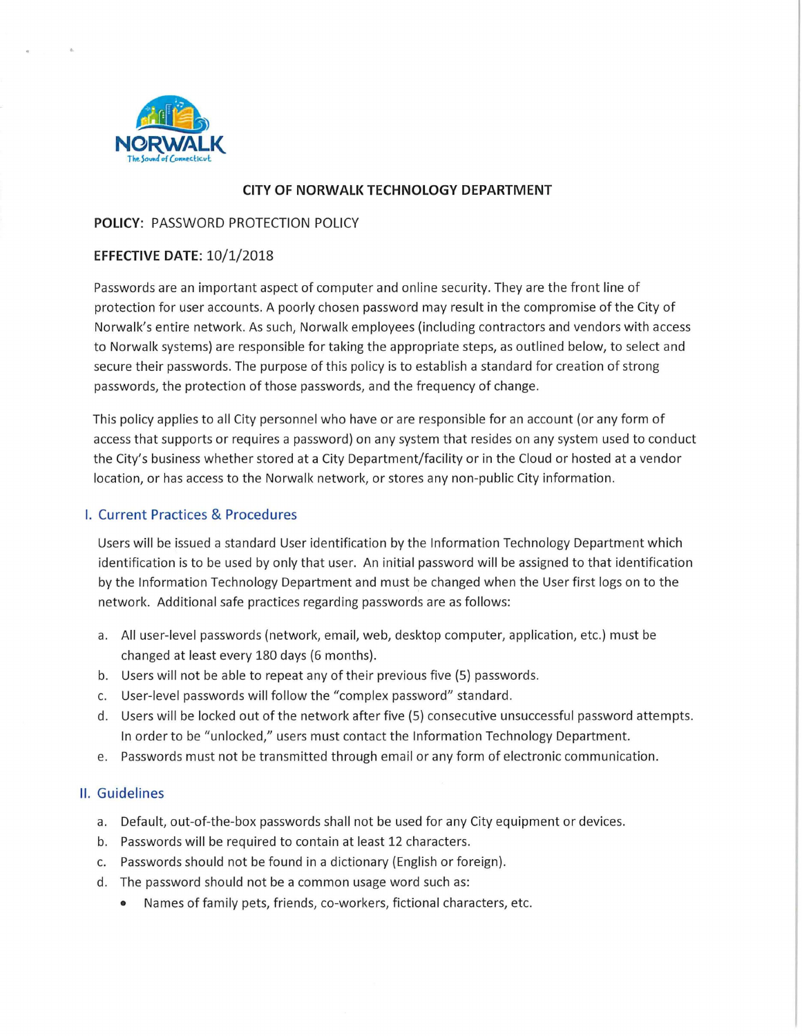NORWALK
The Sound of Connecticut

# CITY OF NORWALK TECHNOLOGY DEPARTMENT

**POLICY:** PASSWORD PROTECTION POLICY

**EFFECTIVE DATE:** 10/1/2018

Passwords are an important aspect of computer and online security. They are the front line of protection for user accounts. A poorly chosen password may result in the compromise of the City of Norwalk's entire network. As such, Norwalk employees (including contractors and vendors with access to Norwalk systems) are responsible for taking the appropriate steps, as outlined below, to select and secure their passwords. The purpose of this policy is to establish a standard for creation of strong passwords, the protection of those passwords, and the frequency of change.

This policy applies to all City personnel who have or are responsible for an account (or any form of access that supports or requires a password) on any system that resides on any system used to conduct the City's business whether stored at a City Department/facility or in the Cloud or hosted at a vendor location, or has access to the Norwalk network, or stores any non-public City information.

## I. Current Practices & Procedures

Users will be issued a standard User identification by the Information Technology Department which identification is to be used by only that user. An initial password will be assigned to that identification by the Information Technology Department and must be changed when the User first logs on to the network. Additional safe practices regarding passwords are as follows:

a. All user-level passwords (network, email, web, desktop computer, application, etc.) must be changed at least every 180 days (6 months).
b. Users will not be able to repeat any of their previous five (5) passwords.
c. User-level passwords will follow the "complex password" standard.
d. Users will be locked out of the network after five (5) consecutive unsuccessful password attempts. In order to be "unlocked," users must contact the Information Technology Department.
e. Passwords must not be transmitted through email or any form of electronic communication.

## II. Guidelines

a. Default, out-of-the-box passwords shall not be used for any City equipment or devices.
b. Passwords will be required to contain at least 12 characters.
c. Passwords should not be found in a dictionary (English or foreign).
d. The password should not be a common usage word such as:
   - Names of family pets, friends, co-workers, fictional characters, etc.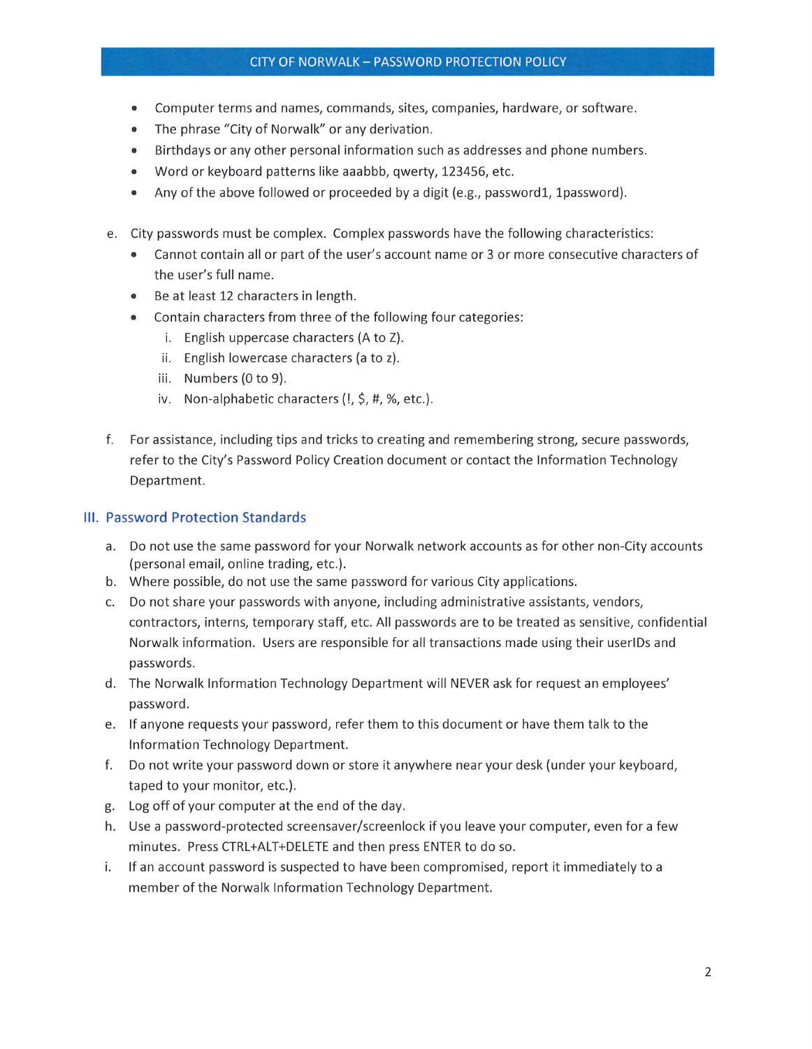- Computer terms and names, commands, sites, companies, hardware, or software.
- The phrase "City of Norwalk" or any derivation.
- Birthdays or any other personal information such as addresses and phone numbers.
- Word or keyboard patterns like aaabbb, qwerty, 123456, etc.
- Any of the above followed or proceeded by a digit (e.g., password1, 1password).

e. City passwords must be complex. Complex passwords have the following characteristics:
   - Cannot contain all or part of the user's account name or 3 or more consecutive characters of the user's full name.
   - Be at least 12 characters in length.
   - Contain characters from three of the following four categories:
     i. English uppercase characters (A to Z).
     ii. English lowercase characters (a to z).
     iii. Numbers (0 to 9).
     iv. Non-alphabetic characters (!, $, #, %, etc.).

f. For assistance, including tips and tricks to creating and remembering strong, secure passwords, refer to the City's Password Policy Creation document or contact the Information Technology Department.

## III. Password Protection Standards

a. Do not use the same password for your Norwalk network accounts as for other non-City accounts (personal email, online trading, etc.).

b. Where possible, do not use the same password for various City applications.

c. Do not share your passwords with anyone, including administrative assistants, vendors, contractors, interns, temporary staff, etc. All passwords are to be treated as sensitive, confidential Norwalk information. Users are responsible for all transactions made using their userIDs and passwords.

d. The Norwalk Information Technology Department will NEVER ask for request an employees' password.

e. If anyone requests your password, refer them to this document or have them talk to the Information Technology Department.

f. Do not write your password down or store it anywhere near your desk (under your keyboard, taped to your monitor, etc.).

g. Log off of your computer at the end of the day.

h. Use a password-protected screensaver/screenlock if you leave your computer, even for a few minutes. Press CTRL+ALT+DELETE and then press ENTER to do so.

i. If an account password is suspected to have been compromised, report it immediately to a member of the Norwalk Information Technology Department.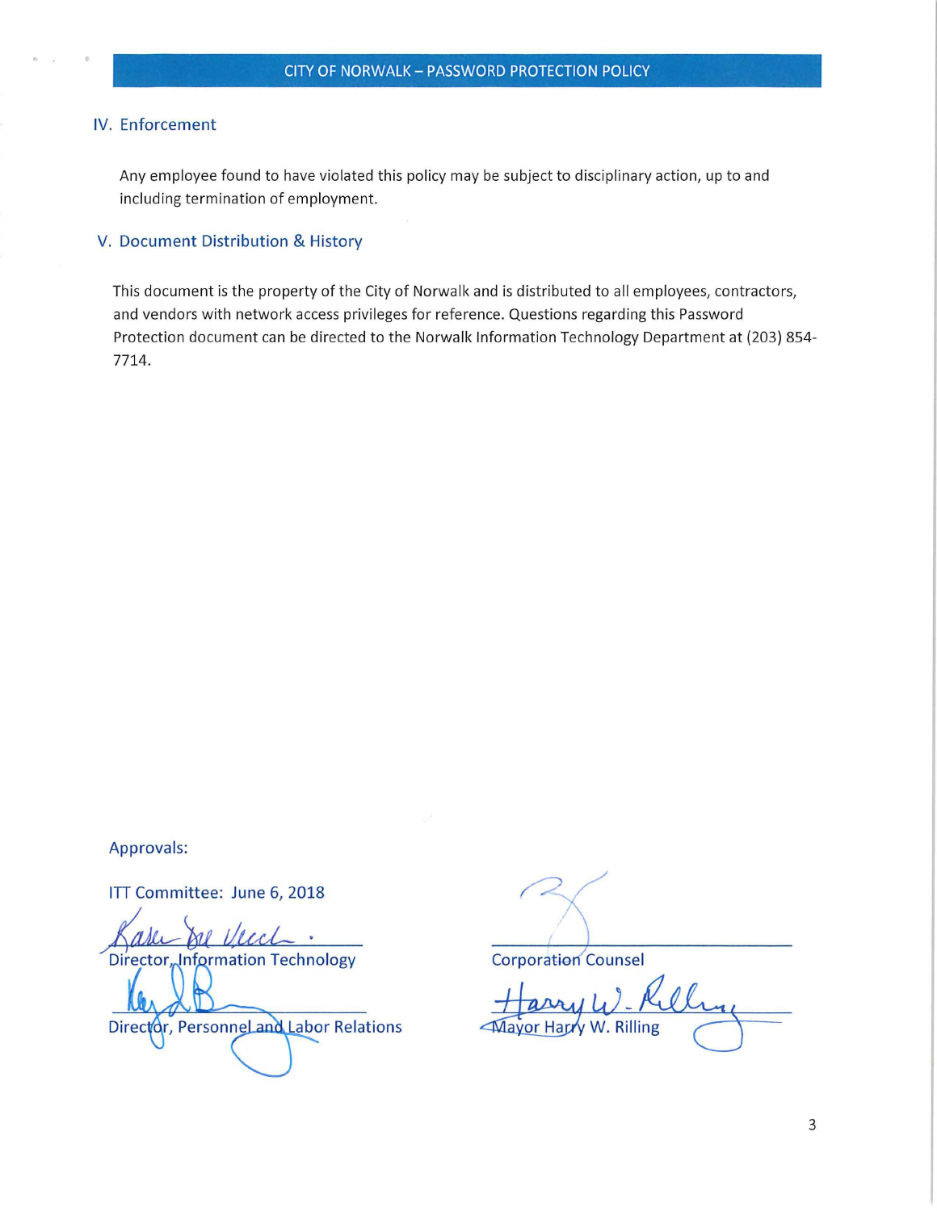## IV. Enforcement

Any employee found to have violated this policy may be subject to disciplinary action, up to and including termination of employment.

## V. Document Distribution & History

This document is the property of the City of Norwalk and is distributed to all employees, contractors, and vendors with network access privileges for reference. Questions regarding this Password Protection document can be directed to the Norwalk Information Technology Department at (203) 854-7714.

Approvals:

ITT Committee: June 6, 2018

Director, Information Technology

Director, Personnel and Labor Relations

Corporation Counsel

Mayor Harry W. Rilling